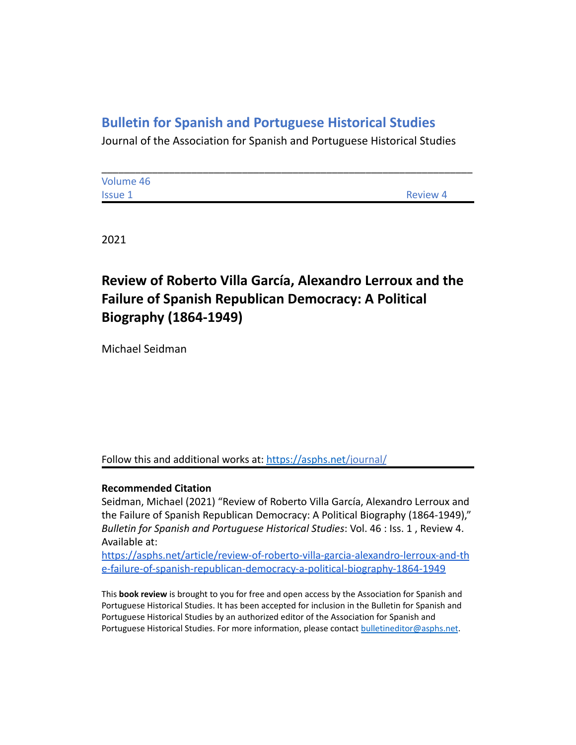# Bulletin for Spanish and Portuguese Historical Studies

Journal of the Association for Spanish and Portuguese Historical Studies

---

Volume 46
Issue 1 Review 4

2021

## Review of Roberto Villa García, Alexandro Lerroux and the Failure of Spanish Republican Democracy: A Political Biography (1864-1949)

Michael Seidman

Follow this and additional works at: [https://asphs.net/journal/](https://asphs.net/journal/)

---

**Recommended Citation**

Seidman, Michael (2021) "Review of Roberto Villa García, Alexandro Lerroux and the Failure of Spanish Republican Democracy: A Political Biography (1864-1949)," *Bulletin for Spanish and Portuguese Historical Studies*: Vol. 46 : Iss. 1 , Review 4. Available at: [https://asphs.net/article/review-of-roberto-villa-garcia-alexandro-lerroux-and-the-failure-of-spanish-republican-democracy-a-political-biography-1864-1949](https://asphs.net/article/review-of-roberto-villa-garcia-alexandro-lerroux-and-the-failure-of-spanish-republican-democracy-a-political-biography-1864-1949)

This **book review** is brought to you for free and open access by the Association for Spanish and Portuguese Historical Studies. It has been accepted for inclusion in the Bulletin for Spanish and Portuguese Historical Studies by an authorized editor of the Association for Spanish and Portuguese Historical Studies. For more information, please contact [bulletineditor@asphs.net](mailto:bulletineditor@asphs.net).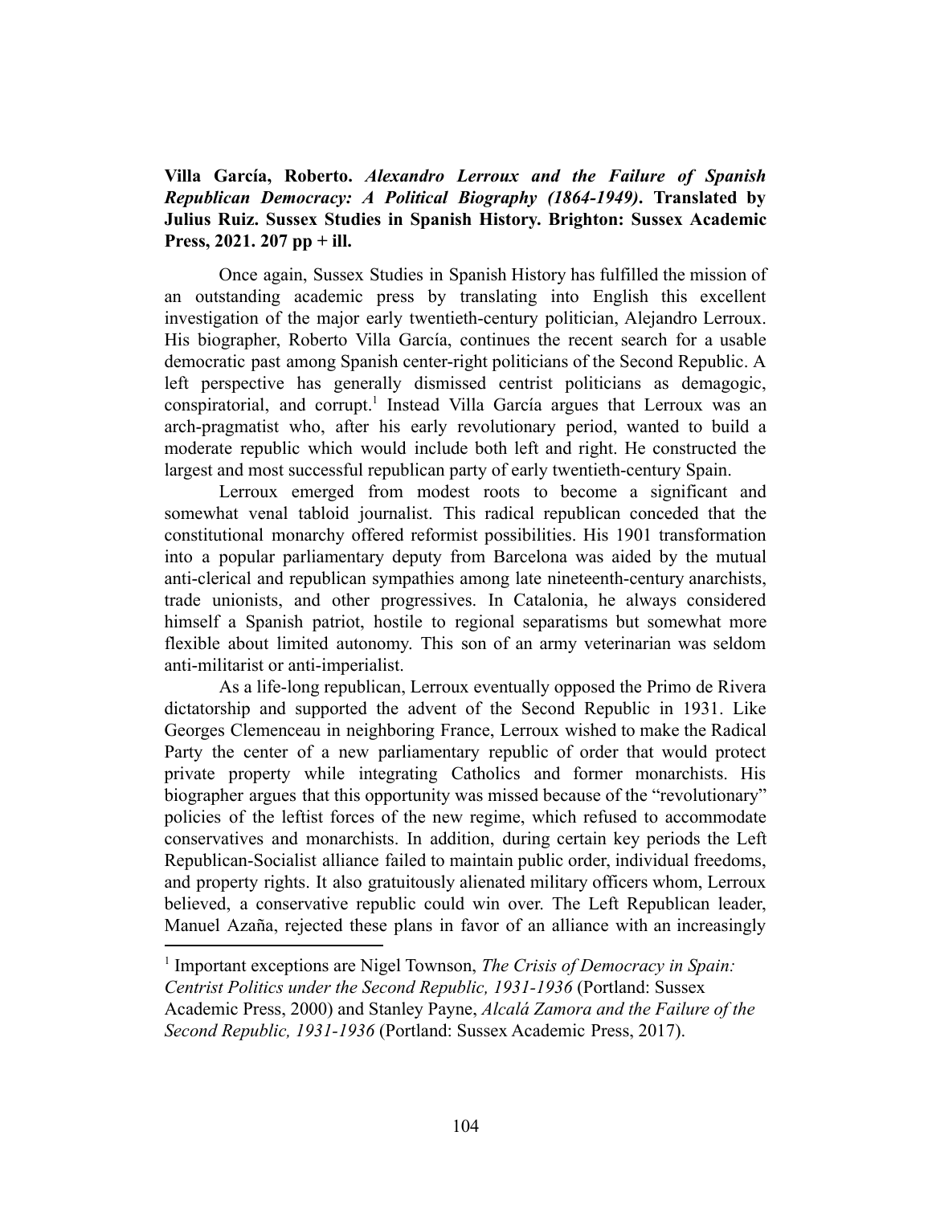**Villa García, Roberto.** ***Alexandro Lerroux and the Failure of Spanish Republican Democracy: A Political Biography (1864-1949)*****. Translated by Julius Ruiz. Sussex Studies in Spanish History. Brighton: Sussex Academic Press, 2021. 207 pp + ill.**

Once again, Sussex Studies in Spanish History has fulfilled the mission of an outstanding academic press by translating into English this excellent investigation of the major early twentieth-century politician, Alejandro Lerroux. His biographer, Roberto Villa García, continues the recent search for a usable democratic past among Spanish center-right politicians of the Second Republic. A left perspective has generally dismissed centrist politicians as demagogic, conspiratorial, and corrupt.[1] Instead Villa García argues that Lerroux was an arch-pragmatist who, after his early revolutionary period, wanted to build a moderate republic which would include both left and right. He constructed the largest and most successful republican party of early twentieth-century Spain.

Lerroux emerged from modest roots to become a significant and somewhat venal tabloid journalist. This radical republican conceded that the constitutional monarchy offered reformist possibilities. His 1901 transformation into a popular parliamentary deputy from Barcelona was aided by the mutual anti-clerical and republican sympathies among late nineteenth-century anarchists, trade unionists, and other progressives. In Catalonia, he always considered himself a Spanish patriot, hostile to regional separatisms but somewhat more flexible about limited autonomy. This son of an army veterinarian was seldom anti-militarist or anti-imperialist.

As a life-long republican, Lerroux eventually opposed the Primo de Rivera dictatorship and supported the advent of the Second Republic in 1931. Like Georges Clemenceau in neighboring France, Lerroux wished to make the Radical Party the center of a new parliamentary republic of order that would protect private property while integrating Catholics and former monarchists. His biographer argues that this opportunity was missed because of the "revolutionary" policies of the leftist forces of the new regime, which refused to accommodate conservatives and monarchists. In addition, during certain key periods the Left Republican-Socialist alliance failed to maintain public order, individual freedoms, and property rights. It also gratuitously alienated military officers whom, Lerroux believed, a conservative republic could win over. The Left Republican leader, Manuel Azaña, rejected these plans in favor of an alliance with an increasingly

[1] Important exceptions are Nigel Townson, *The Crisis of Democracy in Spain: Centrist Politics under the Second Republic, 1931-1936* (Portland: Sussex Academic Press, 2000) and Stanley Payne, *Alcalá Zamora and the Failure of the Second Republic, 1931-1936* (Portland: Sussex Academic Press, 2017).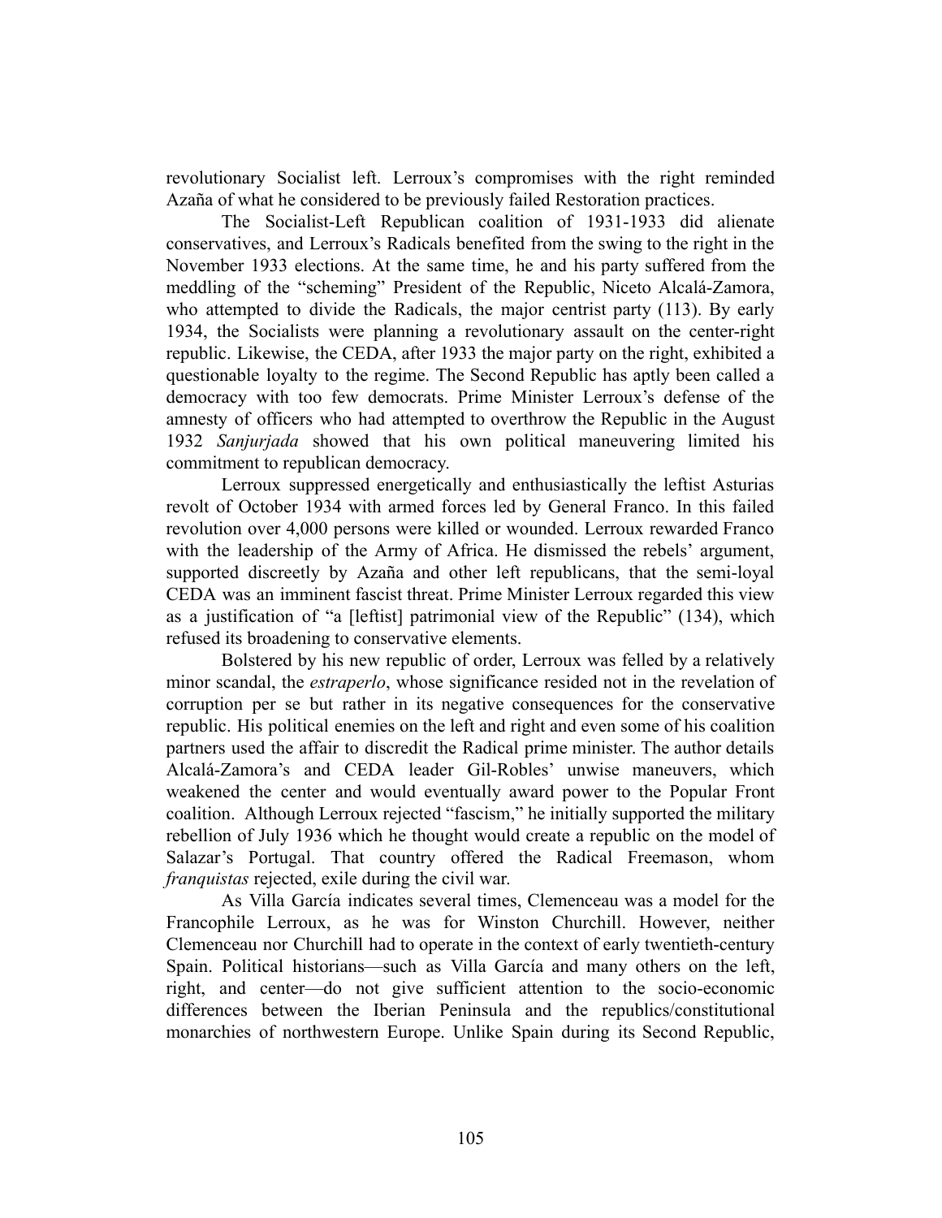revolutionary Socialist left. Lerroux's compromises with the right reminded Azaña of what he considered to be previously failed Restoration practices.

The Socialist-Left Republican coalition of 1931-1933 did alienate conservatives, and Lerroux's Radicals benefited from the swing to the right in the November 1933 elections. At the same time, he and his party suffered from the meddling of the "scheming" President of the Republic, Niceto Alcalá-Zamora, who attempted to divide the Radicals, the major centrist party (113). By early 1934, the Socialists were planning a revolutionary assault on the center-right republic. Likewise, the CEDA, after 1933 the major party on the right, exhibited a questionable loyalty to the regime. The Second Republic has aptly been called a democracy with too few democrats. Prime Minister Lerroux's defense of the amnesty of officers who had attempted to overthrow the Republic in the August 1932 *Sanjurjada* showed that his own political maneuvering limited his commitment to republican democracy.

Lerroux suppressed energetically and enthusiastically the leftist Asturias revolt of October 1934 with armed forces led by General Franco. In this failed revolution over 4,000 persons were killed or wounded. Lerroux rewarded Franco with the leadership of the Army of Africa. He dismissed the rebels' argument, supported discreetly by Azaña and other left republicans, that the semi-loyal CEDA was an imminent fascist threat. Prime Minister Lerroux regarded this view as a justification of "a [leftist] patrimonial view of the Republic" (134), which refused its broadening to conservative elements.

Bolstered by his new republic of order, Lerroux was felled by a relatively minor scandal, the *estraperlo*, whose significance resided not in the revelation of corruption per se but rather in its negative consequences for the conservative republic. His political enemies on the left and right and even some of his coalition partners used the affair to discredit the Radical prime minister. The author details Alcalá-Zamora's and CEDA leader Gil-Robles' unwise maneuvers, which weakened the center and would eventually award power to the Popular Front coalition. Although Lerroux rejected "fascism," he initially supported the military rebellion of July 1936 which he thought would create a republic on the model of Salazar's Portugal. That country offered the Radical Freemason, whom *franquistas* rejected, exile during the civil war.

As Villa García indicates several times, Clemenceau was a model for the Francophile Lerroux, as he was for Winston Churchill. However, neither Clemenceau nor Churchill had to operate in the context of early twentieth-century Spain. Political historians—such as Villa García and many others on the left, right, and center—do not give sufficient attention to the socio-economic differences between the Iberian Peninsula and the republics/constitutional monarchies of northwestern Europe. Unlike Spain during its Second Republic,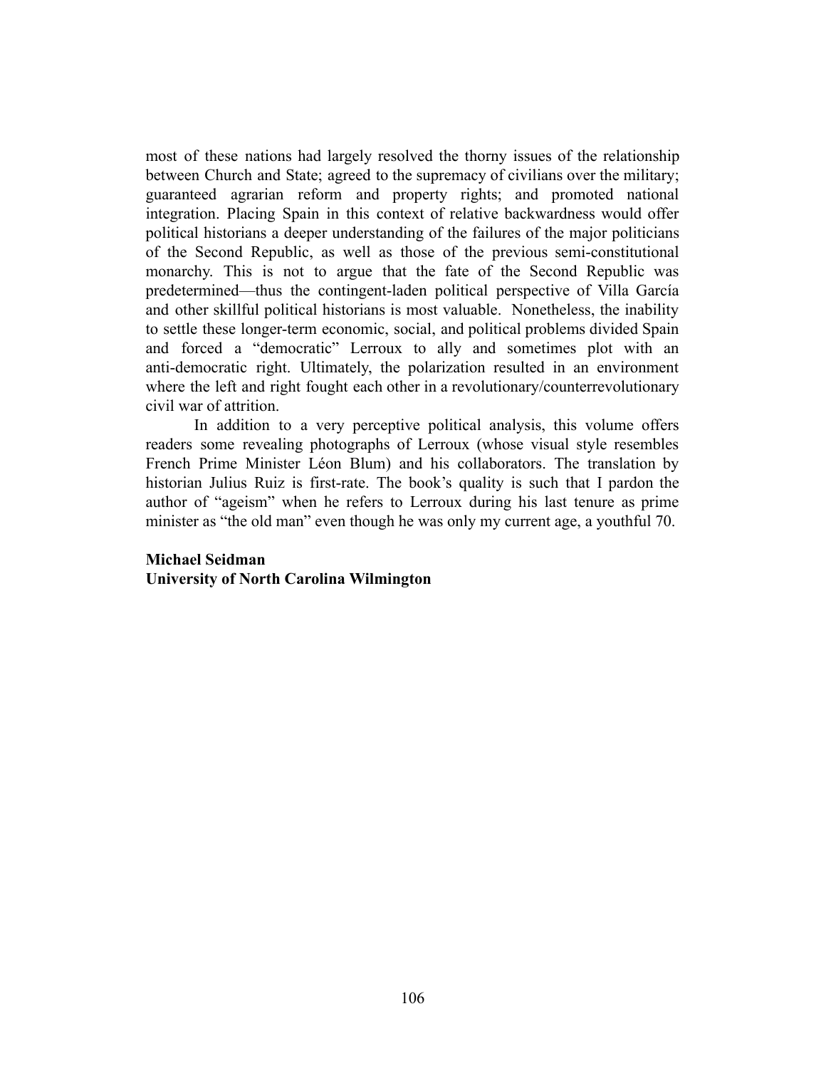most of these nations had largely resolved the thorny issues of the relationship between Church and State; agreed to the supremacy of civilians over the military; guaranteed agrarian reform and property rights; and promoted national integration. Placing Spain in this context of relative backwardness would offer political historians a deeper understanding of the failures of the major politicians of the Second Republic, as well as those of the previous semi-constitutional monarchy. This is not to argue that the fate of the Second Republic was predetermined—thus the contingent-laden political perspective of Villa García and other skillful political historians is most valuable. Nonetheless, the inability to settle these longer-term economic, social, and political problems divided Spain and forced a "democratic" Lerroux to ally and sometimes plot with an anti-democratic right. Ultimately, the polarization resulted in an environment where the left and right fought each other in a revolutionary/counterrevolutionary civil war of attrition.

In addition to a very perceptive political analysis, this volume offers readers some revealing photographs of Lerroux (whose visual style resembles French Prime Minister Léon Blum) and his collaborators. The translation by historian Julius Ruiz is first-rate. The book's quality is such that I pardon the author of "ageism" when he refers to Lerroux during his last tenure as prime minister as "the old man" even though he was only my current age, a youthful 70.

**Michael Seidman**
**University of North Carolina Wilmington**